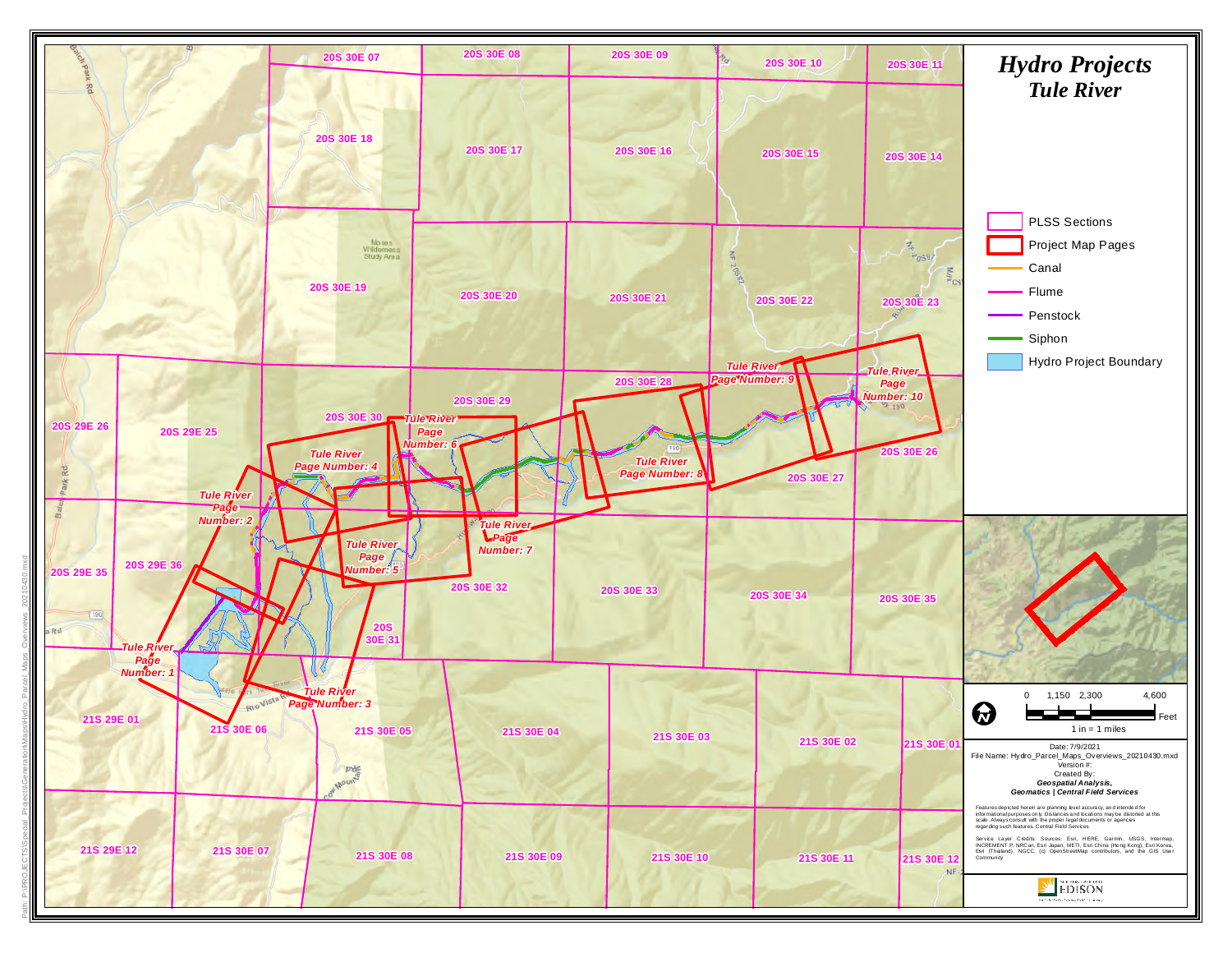# Hydro Projects
## *Tule River*

- PLSS Sections
- Project Map Pages
- Canal
- Flume
- Penstock
- Siphon
- Hydro Project Boundary

0 1,150 2,300 4,600 Feet

1 in = 1 miles

Date: 7/9/2021

File Name: Hydro_Parcel_Maps_Overviews_20210430.mxd

Version #:

Created By:

***Geospatial Analysis, Geomatics | Central Field Services***

Features depicted herein are planning level accuracy, and intended for informational purposes only. Distances and locations may be distorted at this scale. Always consult with the proper legal documents or agencies regarding such features. Central Field Services

Service Layer Credits: Sources: Esri, HERE, Garmin, USGS, Intermap, INCREMENT P, NRCan, Esri Japan, METI, Esri China (Hong Kong), Esri Korea, Esri (Thailand), NGCC, (c) OpenStreetMap contributors, and the GIS User Community

EDISON

Tule River Page Number: 1
Tule River Page Number: 2
Tule River Page Number: 3
Tule River Page Number: 4
Tule River Page Number: 5
Tule River Page Number: 6
Tule River Page Number: 7
Tule River Page Number: 8
Tule River Page Number: 9
Tule River Page Number: 10

20S 30E 07, 20S 30E 08, 20S 30E 09, 20S 30E 10, 20S 30E 11, 20S 30E 18, 20S 30E 17, 20S 30E 16, 20S 30E 15, 20S 30E 14, 20S 30E 19, 20S 30E 20, 20S 30E 21, 20S 30E 22, 20S 30E 23, 20S 29E 26, 20S 29E 25, 20S 30E 30, 20S 30E 29, 20S 30E 28, 20S 30E 27, 20S 30E 26, 20S 29E 35, 20S 29E 36, 20S 30E 31, 20S 30E 32, 20S 30E 33, 20S 30E 34, 20S 30E 35, 21S 29E 01, 21S 30E 06, 21S 30E 05, 21S 30E 04, 21S 30E 03, 21S 30E 02, 21S 30E 01, 21S 29E 12, 21S 30E 07, 21S 30E 08, 21S 30E 09, 21S 30E 10, 21S 30E 11, 21S 30E 12

Moses Wilderness Study Area

Path: P:\PROJECTS\Special_Projects\Generation\Maps\Hydro_Parcel_Maps_Overviews_20210430.mxd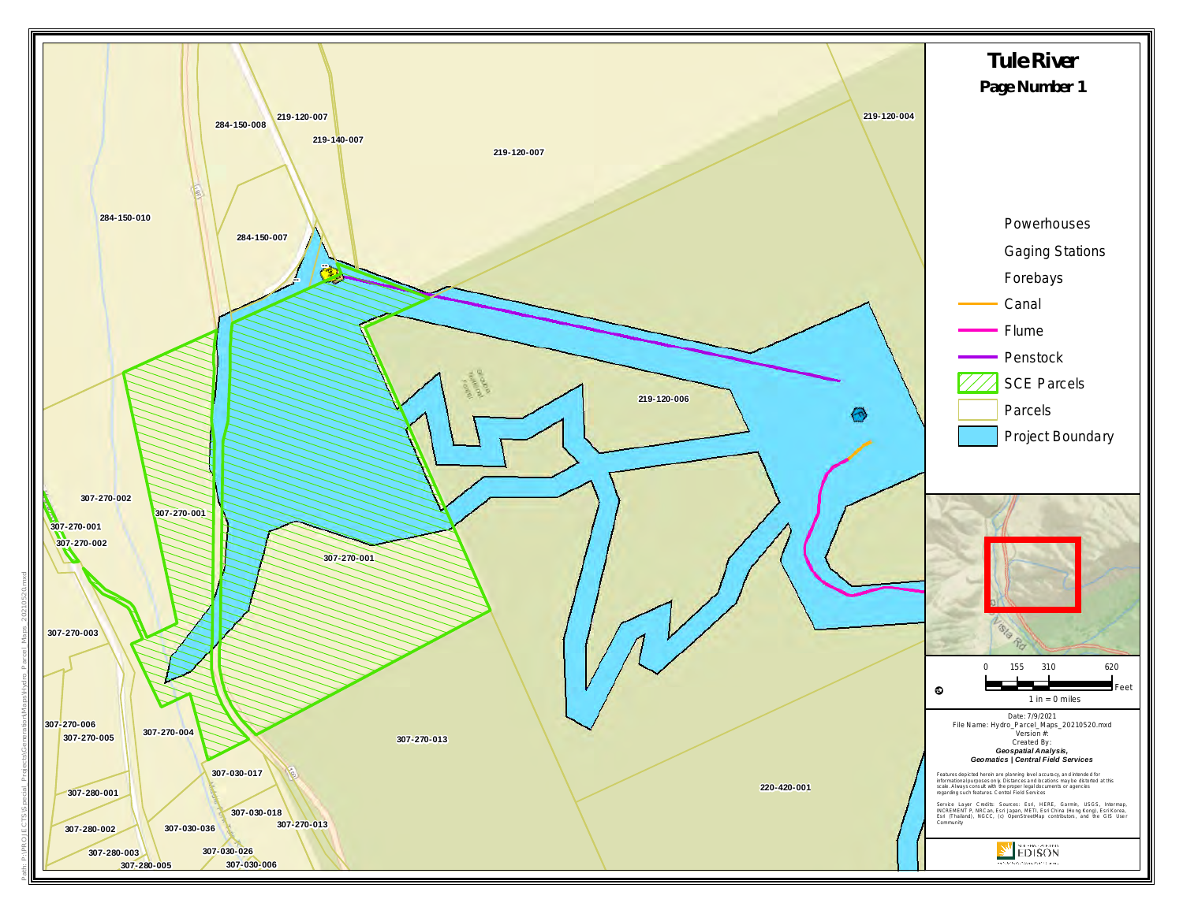# Tule River

## Page Number 1

219-120-004
284-150-008
219-120-007
219-140-007
219-120-007
284-150-010
284-150-007
219-120-006
307-270-002
307-270-001
307-270-001
307-270-002
307-270-001
307-270-003
307-270-006
307-270-005
307-270-004
307-270-013
307-030-017
307-280-001
307-030-018
307-270-013
307-280-002
307-030-036
220-420-001
307-280-003
307-030-026
307-280-005
307-030-006

- Powerhouses
- Gaging Stations
- Forebays
- Canal
- Flume
- Penstock
- SCE Parcels
- Parcels
- Project Boundary

0 155 310 620 Feet

1 in = 0 miles

Date: 7/9/2021
File Name: Hydro_Parcel_Maps_20210520.mxd
Version #:
Created By:
***Geospatial Analysis, Geomatics | Central Field Services***

Features depicted herein are planning level accuracy, and intended for informational purposes only. Distances and locations may be distorted at this scale. Always consult with the proper legal documents or agencies regarding such features. Central Field Services

Service Layer Credits: Sources: Esri, HERE, Garmin, USGS, Intermap, INCREMENT P, NRCan, Esri Japan, METI, Esri China (Hong Kong), Esri Korea, Esri (Thailand), NGCC, (c) OpenStreetMap contributors, and the GIS User Community

EDISON

Path: P:\PROJECTS\Special_Projects\Generation\Maps\Hydro_Parcel_Maps_20210520.mxd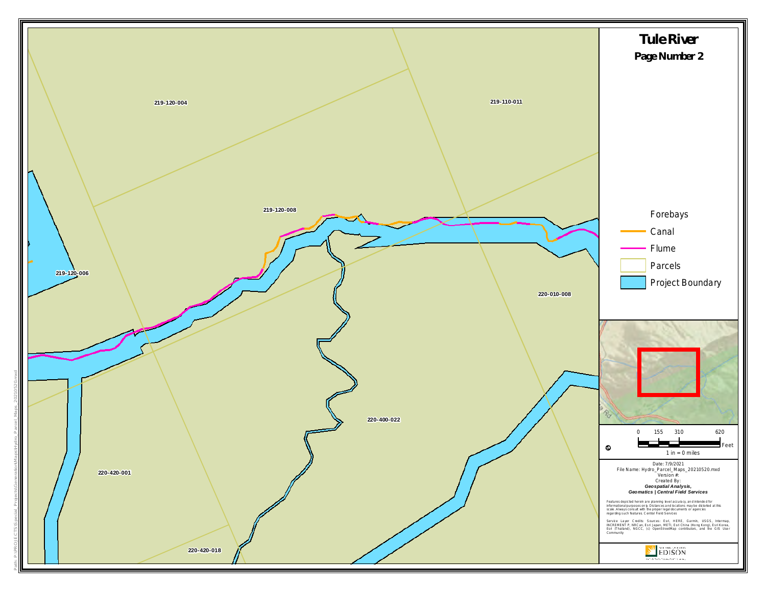# Tule River

## Page Number 2

219-120-004

219-110-011

219-120-008

219-120-006

220-010-008

220-400-022

220-420-001

220-420-018

Forebays

Canal

Flume

Parcels

Project Boundary

0 155 310 620 Feet

1 in = 0 miles

Date: 7/9/2021

File Name: Hydro_Parcel_Maps_20210520.mxd

Version #:

Created By:

***Geospatial Analysis,***

***Geomatics | Central Field Services***

Features depicted herein are planning level accuracy, and intended for informational purposes only. Distances and locations may be distorted at this scale. Always consult with the proper legal documents or agencies regarding such features. Central Field Services

Service Layer Credits: Sources: Esri, HERE, Garmin, USGS, Intermap, INCREMENT P, NRCan, Esri Japan, METI, Esri China (Hong Kong), Esri Korea, Esri (Thailand), NGCC, (c) OpenStreetMap contributors, and the GIS User Community

EDISON

Path: P:\PROJECTS\Special_Projects\GenerationMaps\Hydro_Parcel_Maps_20210520.mxd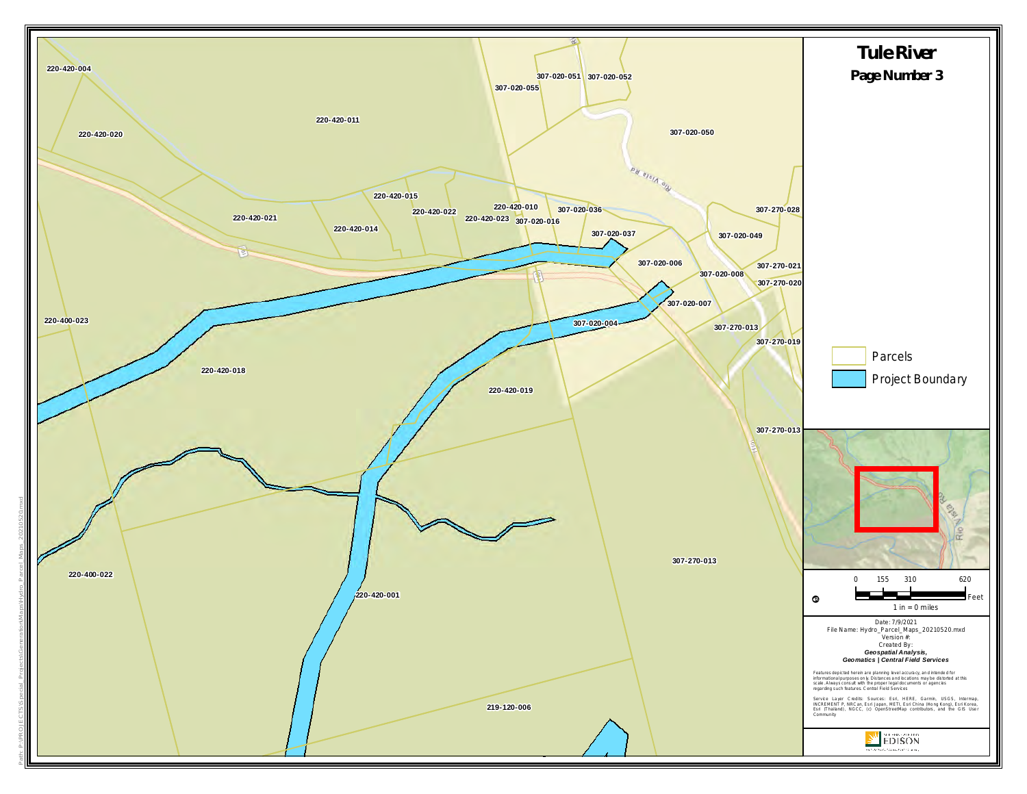# Tule River

## Page Number 3

220-420-004

220-420-020

220-420-011

307-020-051

307-020-052

307-020-055

307-020-050

Rio Vista Rd

220-420-015

220-420-022

220-420-010

307-020-036

307-270-028

220-420-021

220-420-014

220-420-023

307-020-016

307-020-037

307-020-049

307-020-006

307-270-021

307-020-008

307-270-020

307-020-007

220-400-023

307-020-004

307-270-013

307-270-019

220-420-018

220-420-019

307-270-013

220-400-022

220-420-001

307-270-013

219-120-006

Parcels

Project Boundary

0 155 310 620 Feet

1 in = 0 miles

Date: 7/9/2021

File Name: Hydro_Parcel_Maps_20210520.mxd

Version #:

Created By:

***Geospatial Analysis,***

***Geomatics | Central Field Services***

Features depicted herein are planning level accuracy, and intended for informational purposes only. Distances and locations may be distorted at this scale. Always consult with the proper legal documents or agencies regarding such features. Central Field Services

Service Layer Credits: Sources: Esri, HERE, Garmin, USGS, Intermap, INCREMENT P, NRCan, Esri Japan, METI, Esri China (Hong Kong), Esri Korea, Esri (Thailand), NGCC, (c) OpenStreetMap contributors, and the GIS User Community

EDISON

Path: P:\PROJECTS\Special_Projects\GenerationMaps\Hydro_Parcel_Maps_20210520.mxd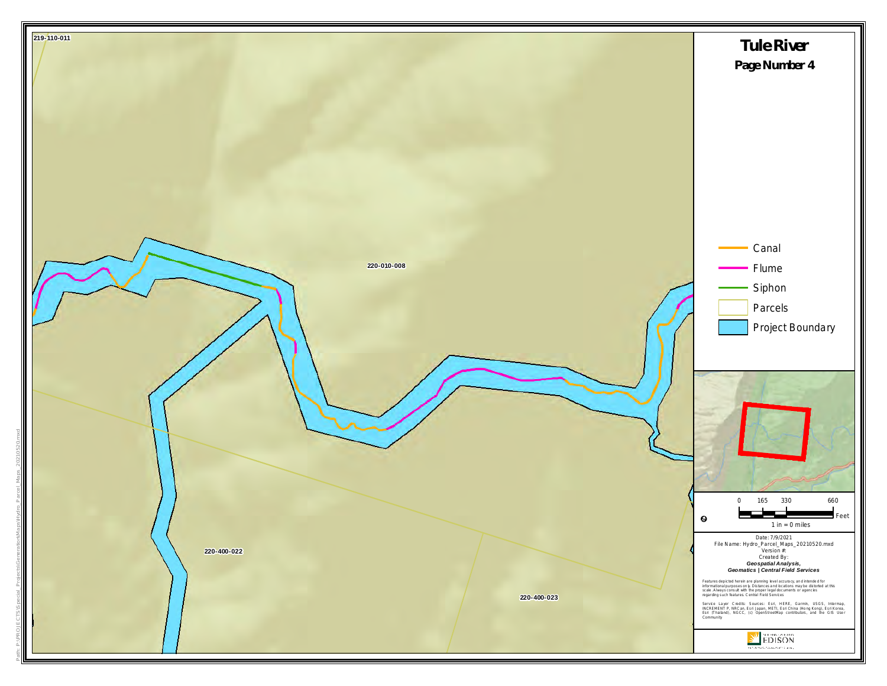# Tule River

## Page Number 4

219-110-011

220-010-008

220-400-022

220-400-023

- Canal
- Flume
- Siphon
- Parcels
- Project Boundary

0 165 330 660 Feet

1 in = 0 miles

Date: 7/9/2021
File Name: Hydro_Parcel_Maps_20210520.mxd
Version #:
Created By:
***Geospatial Analysis, Geomatics | Central Field Services***

Features depicted herein are planning level accuracy, and intended for informational purposes only. Distances and locations may be distorted at this scale. Always consult with the proper legal documents or agencies regarding such features. Central Field Services

Service Layer Credits: Sources: Esri, HERE, Garmin, USGS, Intermap, INCREMENT P, NRCan, Esri Japan, METI, Esri China (Hong Kong), Esri Korea, Esri (Thailand), NGCC, (c) OpenStreetMap contributors, and the GIS User Community

EDISON

Path: P:\PROJECTS\Special_Projects\GenerationMaps\Hydro_Parcel_Maps_20210520.mxd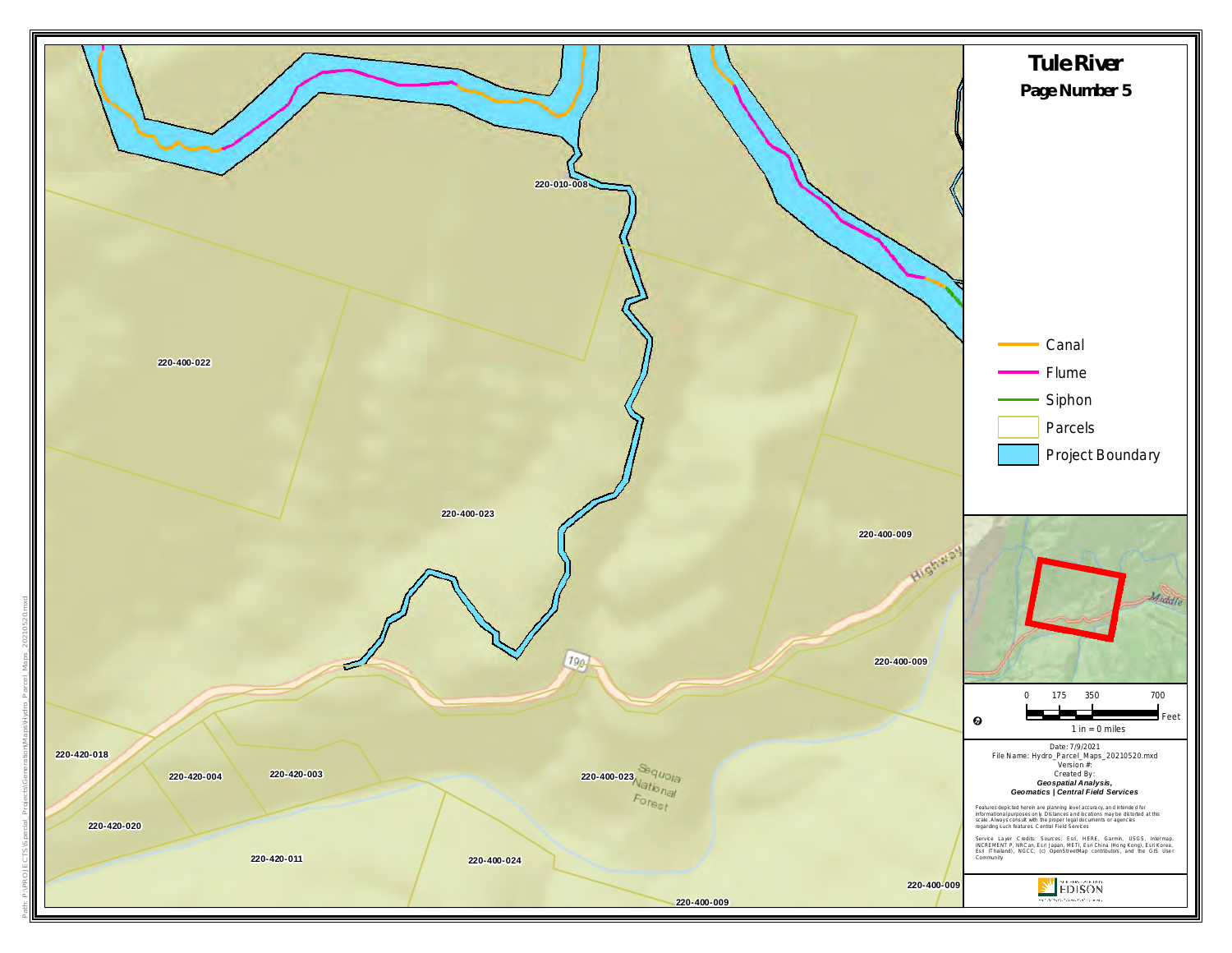# Tule River

## Page Number 5

220-010-008

220-400-022

220-400-023

220-400-009

Highway

190

220-400-009

220-420-018

220-420-004

220-420-003

220-400-023

Sequoia National Forest

220-420-020

220-420-011

220-400-024

220-400-009

220-400-009

- Canal
- Flume
- Siphon
- Parcels
- Project Boundary

Middle

0 175 350 700 Feet

1 in = 0 miles

Date: 7/9/2021
File Name: Hydro_Parcel_Maps_20210520.mxd
Version #:
Created By:
***Geospatial Analysis, Geomatics | Central Field Services***

Features depicted herein are planning level accuracy, and intended for informational purposes only. Distances and locations may be distorted at this scale. Always consult with the proper legal documents or agencies regarding such features. Central Field Services

Service Layer Credits: Sources: Esri, HERE, Garmin, USGS, Intermap, INCREMENT P, NRCan, Esri Japan, METI, Esri China (Hong Kong), Esri Korea, Esri (Thailand), NGCC, (c) OpenStreetMap contributors, and the GIS User Community

EDISON

Path: P:\PROJECTS\Special_Projects\Generation\Maps\Hydro_Parcel_Maps_20210520.mxd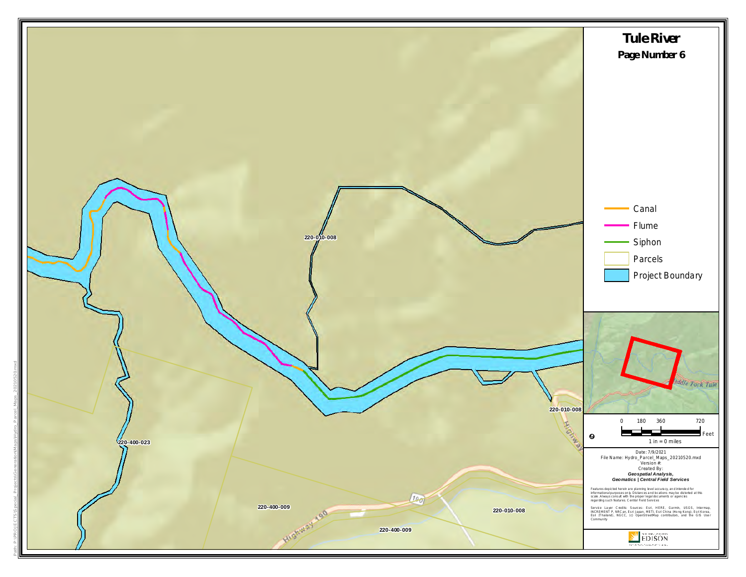# Tule River

## Page Number 6

220-010-008

220-010-008

220-400-023

220-400-009

220-010-008

220-400-009

Highway 190

Highway

190

- Canal
- Flume
- Siphon
- Parcels
- Project Boundary

Middle Fork Tule

0 180 360 720 Feet

1 in = 0 miles

Date: 7/9/2021
File Name: Hydro_Parcel_Maps_20210520.mxd
Version #:
Created By:
***Geospatial Analysis, Geomatics | Central Field Services***

Features depicted herein are planning level accuracy, and intended for informational purposes only. Distances and locations may be distorted at this scale. Always consult with the proper legal documents or agencies regarding such features. Central Field Services

Service Layer Credits: Sources: Esri, HERE, Garmin, USGS, Intermap, INCREMENT P, NRCan, Esri Japan, METI, Esri China (Hong Kong), Esri Korea, Esri (Thailand), NGCC, (c) OpenStreetMap contributors, and the GIS User Community

EDISON

Path: P:\PROJECTS\Special_Projects\GenerationMaps\Hydro_Parcel_Maps_20210520.mxd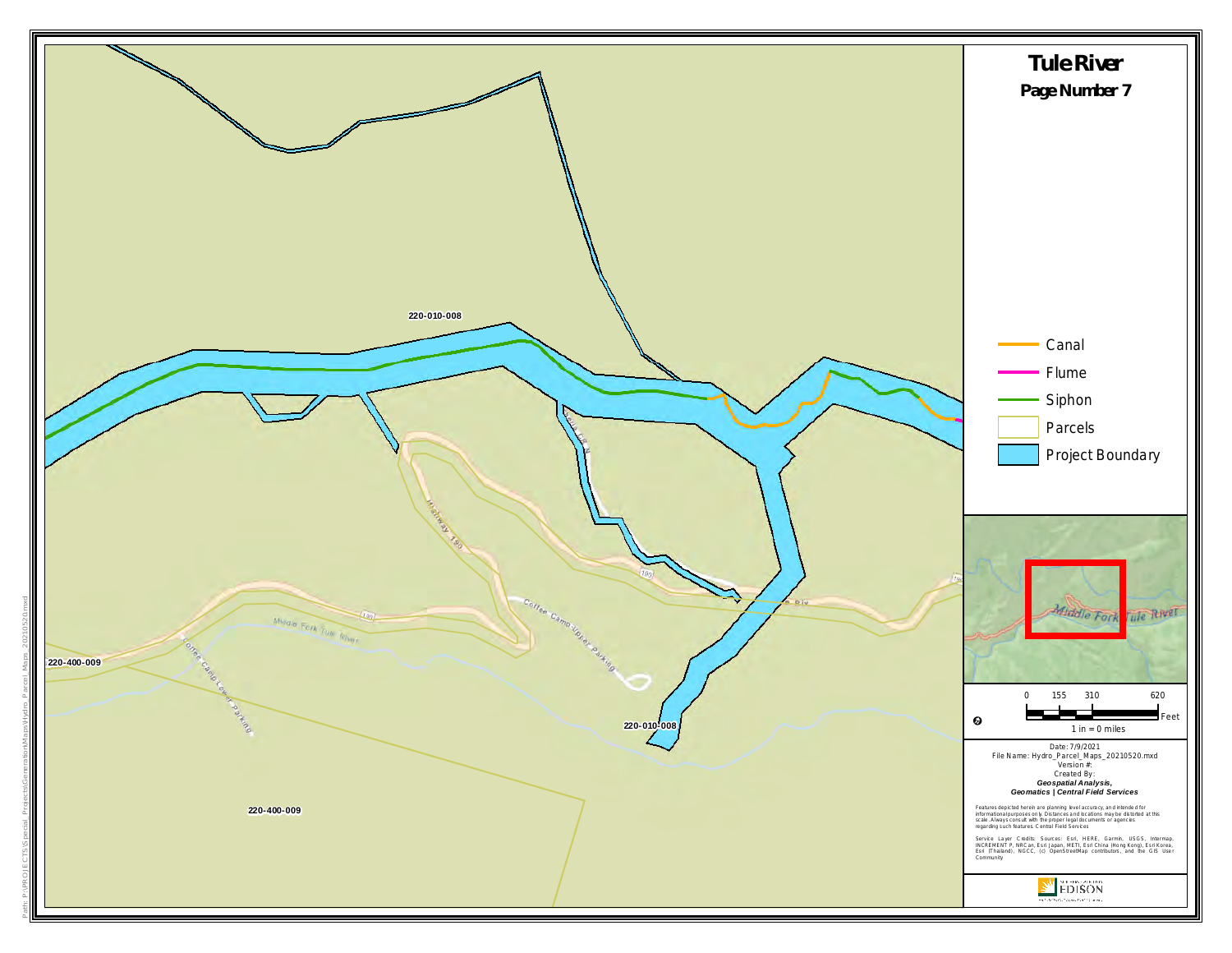# Tule River

## Page Number 7

220-010-008

220-400-009

220-010-008

220-400-009

Highway 190

Coffee Camp Upper Parking

Coffee Camp Lower Parking

Middle Fork Tule River

- Canal
- Flume
- Siphon
- Parcels
- Project Boundary

Middle Fork Tule River

0 155 310 620 Feet

1 in = 0 miles

Date: 7/9/2021
File Name: Hydro_Parcel_Maps_20210520.mxd
Version #:
Created By:
***Geospatial Analysis, Geomatics | Central Field Services***

Features depicted herein are planning level accuracy, and intended for informational purposes only. Distances and locations may be distorted at this scale. Always consult with the proper legal documents or agencies regarding such features. Central Field Services

Service Layer Credits: Sources: Esri, HERE, Garmin, USGS, Intermap, INCREMENT P, NRCan, Esri Japan, METI, Esri China (Hong Kong), Esri Korea, Esri (Thailand), NGCC, (c) OpenStreetMap contributors, and the GIS User Community

SOUTHERN CALIFORNIA EDISON

Path: P:\PROJECTS\Special_Projects\GenerationMaps\Hydro_Parcel_Maps_20210520.mxd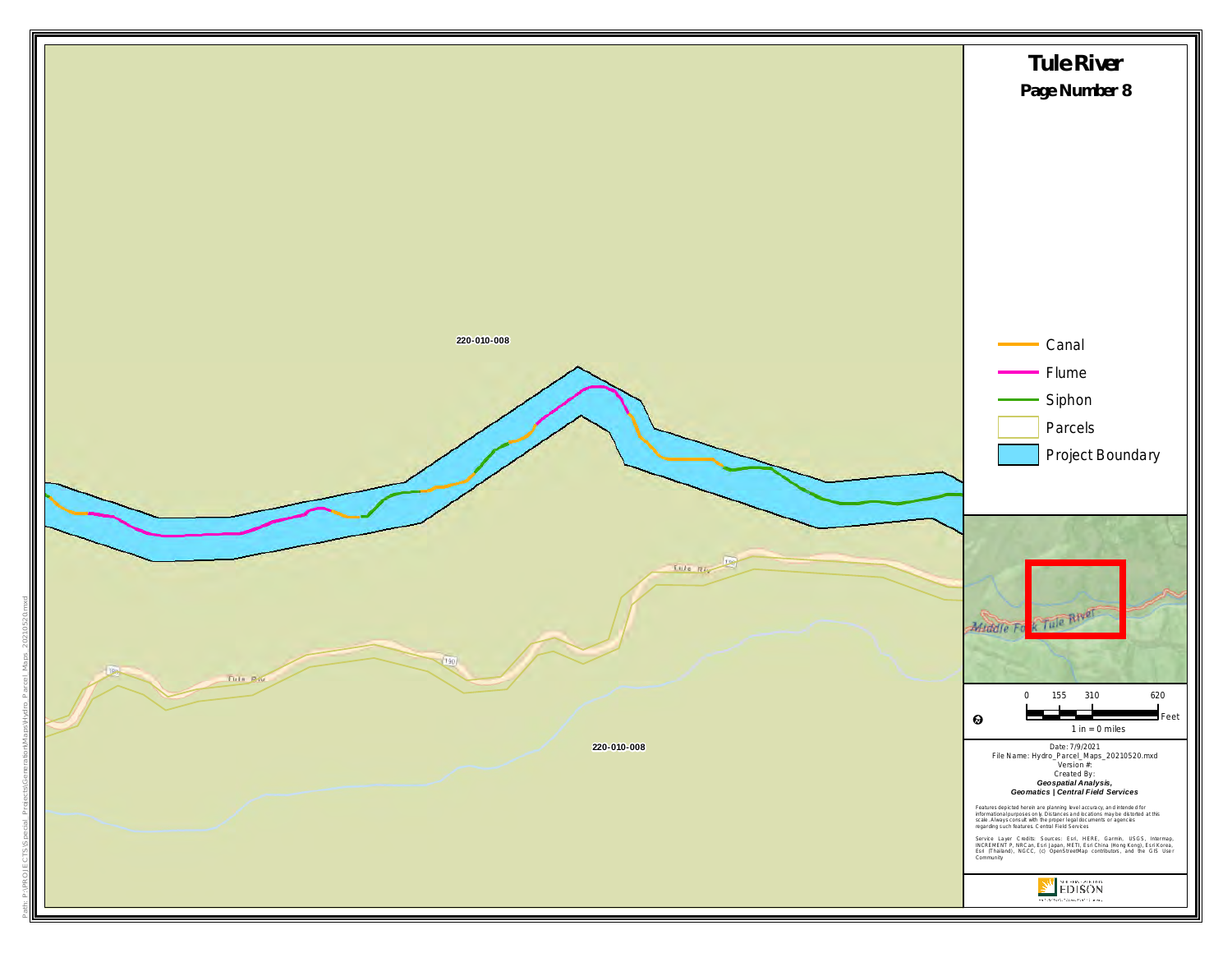# Tule River

## Page Number 8

220-010-008

Tule Riv

190

Tule Riv

190

190

220-010-008

- Canal
- Flume
- Siphon
- Parcels
- Project Boundary

Middle Fork Tule River

0 155 310 620 Feet

1 in = 0 miles

Date: 7/9/2021
File Name: Hydro_Parcel_Maps_20210520.mxd
Version #:
Created By:
***Geospatial Analysis,***
***Geomatics | Central Field Services***

Features depicted herein are planning level accuracy, and intended for informational purposes only. Distances and locations may be distorted at this scale. Always consult with the proper legal documents or agencies regarding such features. Central Field Services

Service Layer Credits: Sources: Esri, HERE, Garmin, USGS, Intermap, INCREMENT P, NRCan, Esri Japan, METI, Esri China (Hong Kong), Esri Korea, Esri (Thailand), NGCC, (c) OpenStreetMap contributors, and the GIS User Community

EDISON

Path: P:\PROJECTS\Special_Projects\GenerationMaps\Hydro_Parcel_Maps_20210520.mxd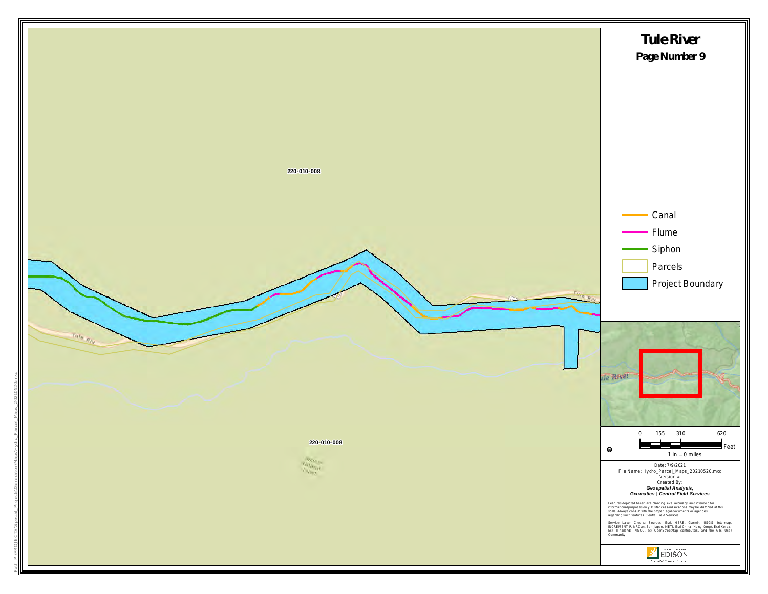# Tule River

## Page Number 9

220-010-008

220-010-008

Tule Riv

Tule Riv

- Canal
- Flume
- Siphon
- Parcels
- Project Boundary

Tule River

0 155 310 620 Feet

1 in = 0 miles

Date: 7/9/2021
File Name: Hydro_Parcel_Maps_20210520.mxd
Version #:
Created By:
***Geospatial Analysis, Geomatics | Central Field Services***

Features depicted herein are planning level accuracy, and intended for informational purposes only. Distances and locations may be distorted at this scale. Always consult with the proper legal documents or agencies regarding such features. Central Field Services

Service Layer Credits: Sources: Esri, HERE, Garmin, USGS, Intermap, INCREMENT P, NRCan, Esri Japan, METI, Esri China (Hong Kong), Esri Korea, Esri (Thailand), NGCC, (c) OpenStreetMap contributors, and the GIS User Community

EDISON

Path: P:\PROJECTS\Special_Projects\GenerationMaps\Hydro_Parcel_Maps_20210520.mxd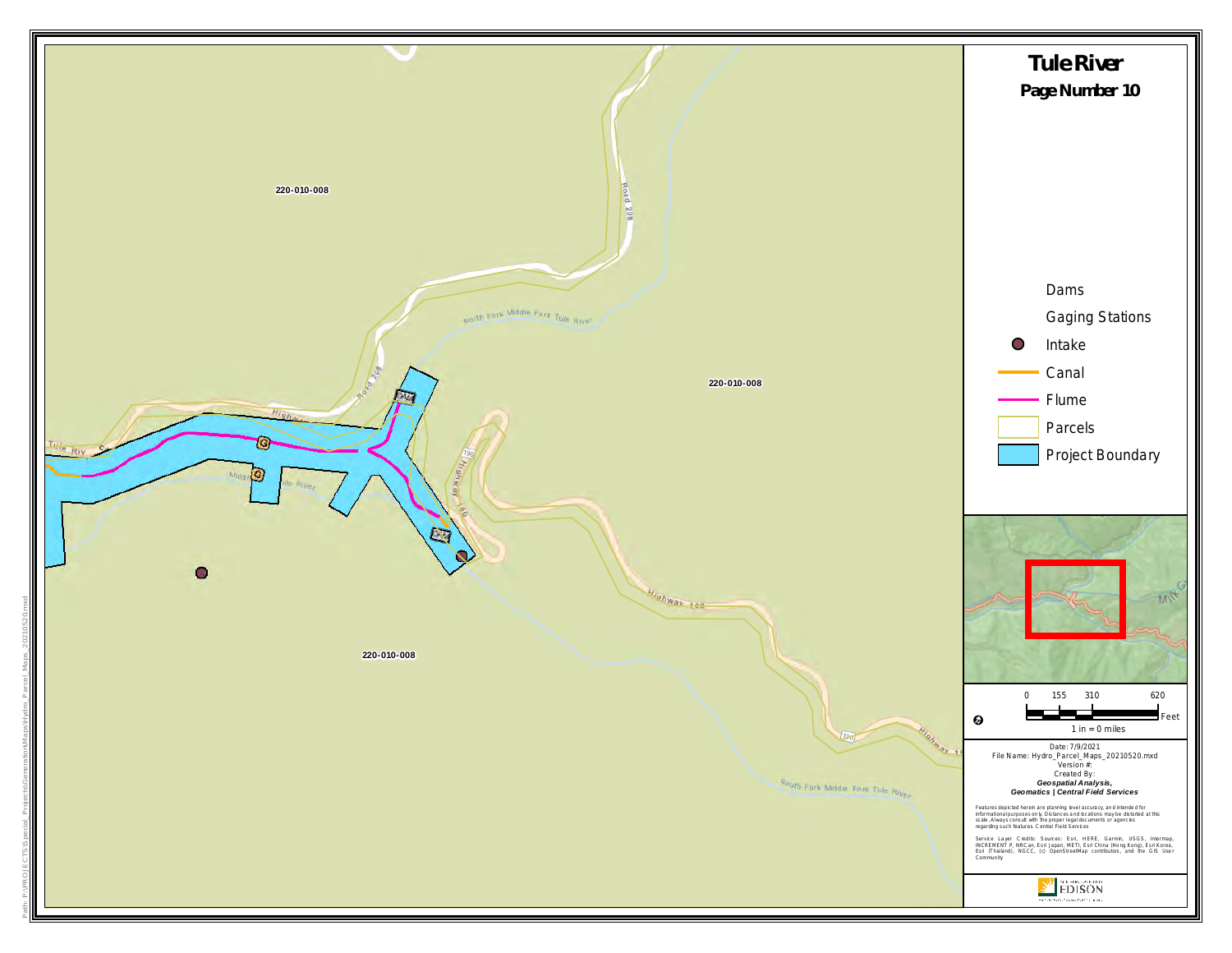# Tule River

## Page Number 10

Dams

Gaging Stations

Intake

Canal

Flume

Parcels

Project Boundary

220-010-008

220-010-008

220-010-008

Road 208

North Fork Middle Fork Tule River

Highway 190

South Fork Middle Fork Tule River

Middle Fork Tule River

Tule River

0 155 310 620 Feet

1 in = 0 miles

Date: 7/9/2021
File Name: Hydro_Parcel_Maps_20210520.mxd
Version #:
Created By:
***Geospatial Analysis, Geomatics | Central Field Services***

Features depicted herein are planning level accuracy, and intended for informational purposes only. Distances and locations may be distorted at this scale. Always consult with the proper legal documents or agencies regarding such features. Central Field Services

Service Layer Credits: Sources: Esri, HERE, Garmin, USGS, Intermap, INCREMENT P, NRCan, Esri Japan, METI, Esri China (Hong Kong), Esri Korea, Esri (Thailand), NGCC, (c) OpenStreetMap contributors, and the GIS User Community

Path: P:\PROJECTS\Special_Projects\Generation\Maps\Hydro_Parcel_Maps_20210520.mxd